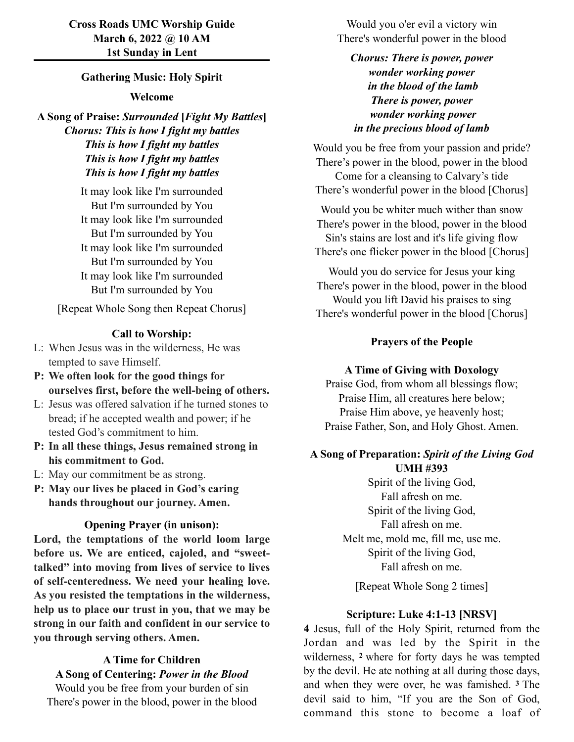**Cross Roads UMC Worship Guide**
**March 6, 2022 @ 10 AM**
**1st Sunday in Lent**

---

**Gathering Music: Holy Spirit**

**Welcome**

**A Song of Praise:** ***Surrounded*** **[*Fight My Battles*]**

***Chorus: This is how I fight my battles***
***This is how I fight my battles***
***This is how I fight my battles***
***This is how I fight my battles***

It may look like I'm surrounded
But I'm surrounded by You
It may look like I'm surrounded
But I'm surrounded by You
It may look like I'm surrounded
But I'm surrounded by You
It may look like I'm surrounded
But I'm surrounded by You

[Repeat Whole Song then Repeat Chorus]

**Call to Worship:**

L: When Jesus was in the wilderness, He was tempted to save Himself.

**P: We often look for the good things for ourselves first, before the well-being of others.**

L: Jesus was offered salvation if he turned stones to bread; if he accepted wealth and power; if he tested God's commitment to him.

**P: In all these things, Jesus remained strong in his commitment to God.**

L: May our commitment be as strong.

**P: May our lives be placed in God's caring hands throughout our journey. Amen.**

**Opening Prayer (in unison):**

**Lord, the temptations of the world loom large before us. We are enticed, cajoled, and "sweet-talked" into moving from lives of service to lives of self-centeredness. We need your healing love. As you resisted the temptations in the wilderness, help us to place our trust in you, that we may be strong in our faith and confident in our service to you through serving others. Amen.**

**A Time for Children**

**A Song of Centering:** ***Power in the Blood***

Would you be free from your burden of sin
There's power in the blood, power in the blood
Would you o'er evil a victory win
There's wonderful power in the blood

***Chorus: There is power, power***
***wonder working power***
***in the blood of the lamb***
***There is power, power***
***wonder working power***
***in the precious blood of lamb***

Would you be free from your passion and pride?
There's power in the blood, power in the blood
Come for a cleansing to Calvary's tide
There's wonderful power in the blood [Chorus]

Would you be whiter much wither than snow
There's power in the blood, power in the blood
Sin's stains are lost and it's life giving flow
There's one flicker power in the blood [Chorus]

Would you do service for Jesus your king
There's power in the blood, power in the blood
Would you lift David his praises to sing
There's wonderful power in the blood [Chorus]

**Prayers of the People**

**A Time of Giving with Doxology**

Praise God, from whom all blessings flow;
Praise Him, all creatures here below;
Praise Him above, ye heavenly host;
Praise Father, Son, and Holy Ghost. Amen.

**A Song of Preparation:** ***Spirit of the Living God*** **UMH #393**

Spirit of the living God,
Fall afresh on me.
Spirit of the living God,
Fall afresh on me.
Melt me, mold me, fill me, use me.
Spirit of the living God,
Fall afresh on me.

[Repeat Whole Song 2 times]

**Scripture: Luke 4:1-13 [NRSV]**

**4** Jesus, full of the Holy Spirit, returned from the Jordan and was led by the Spirit in the wilderness, **2** where for forty days he was tempted by the devil. He ate nothing at all during those days, and when they were over, he was famished. **3** The devil said to him, "If you are the Son of God, command this stone to become a loaf of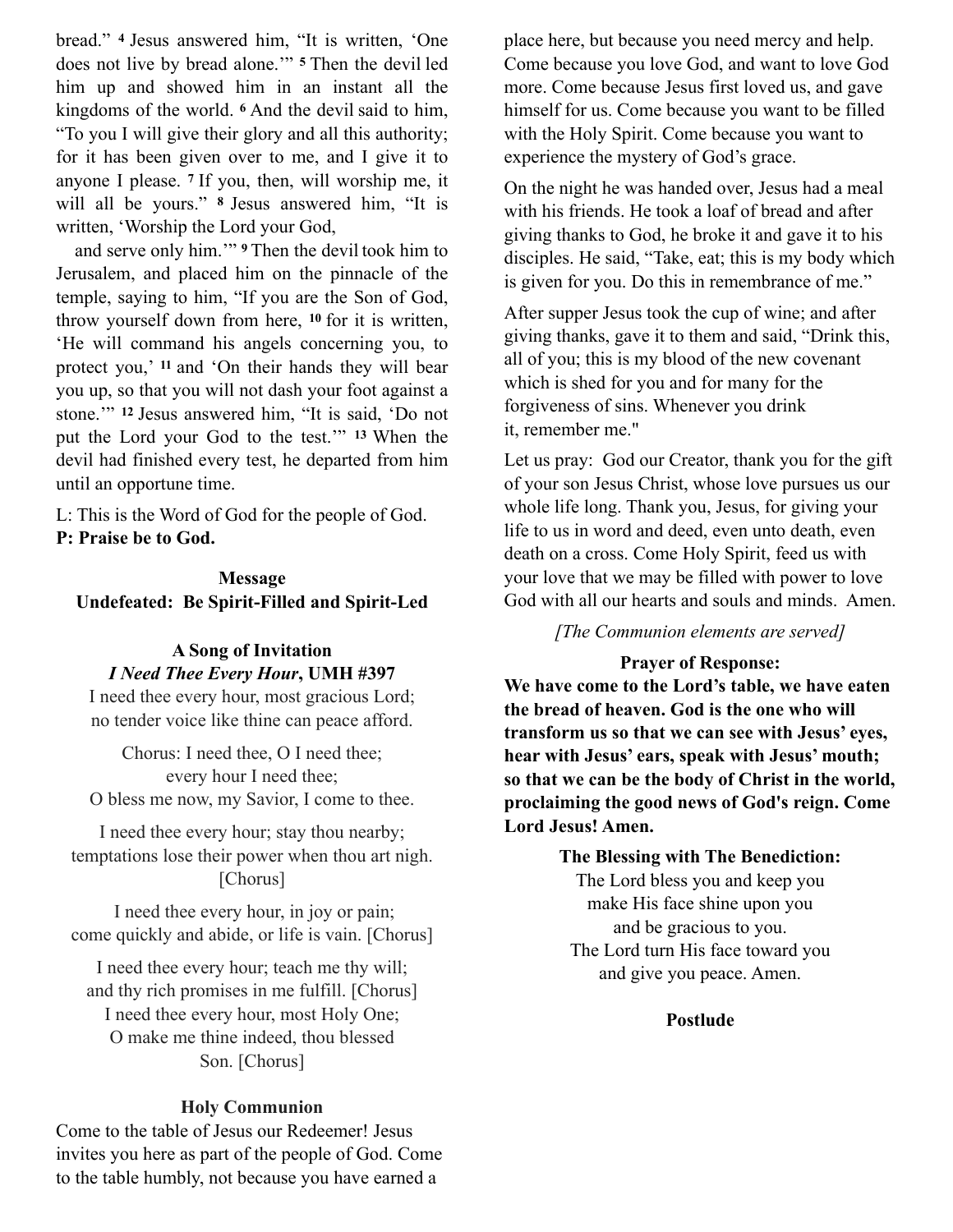bread." **4** Jesus answered him, "It is written, 'One does not live by bread alone.'" **5** Then the devil led him up and showed him in an instant all the kingdoms of the world. **6** And the devil said to him, "To you I will give their glory and all this authority; for it has been given over to me, and I give it to anyone I please. **7** If you, then, will worship me, it will all be yours." **8** Jesus answered him, "It is written, 'Worship the Lord your God,

and serve only him.'" **9** Then the devil took him to Jerusalem, and placed him on the pinnacle of the temple, saying to him, "If you are the Son of God, throw yourself down from here, **10** for it is written, 'He will command his angels concerning you, to protect you,' **11** and 'On their hands they will bear you up, so that you will not dash your foot against a stone.'" **12** Jesus answered him, "It is said, 'Do not put the Lord your God to the test.'" **13** When the devil had finished every test, he departed from him until an opportune time.

L: This is the Word of God for the people of God.
**P: Praise be to God.**

**Message**
**Undefeated: Be Spirit-Filled and Spirit-Led**

**A Song of Invitation**
***I Need Thee Every Hour*, UMH #397**

I need thee every hour, most gracious Lord;
no tender voice like thine can peace afford.

Chorus: I need thee, O I need thee;
every hour I need thee;
O bless me now, my Savior, I come to thee.

I need thee every hour; stay thou nearby;
temptations lose their power when thou art nigh. [Chorus]

I need thee every hour, in joy or pain;
come quickly and abide, or life is vain. [Chorus]

I need thee every hour; teach me thy will;
and thy rich promises in me fulfill. [Chorus]
I need thee every hour, most Holy One;
O make me thine indeed, thou blessed Son. [Chorus]

**Holy Communion**

Come to the table of Jesus our Redeemer! Jesus invites you here as part of the people of God. Come to the table humbly, not because you have earned a place here, but because you need mercy and help. Come because you love God, and want to love God more. Come because Jesus first loved us, and gave himself for us. Come because you want to be filled with the Holy Spirit. Come because you want to experience the mystery of God's grace.

On the night he was handed over, Jesus had a meal with his friends. He took a loaf of bread and after giving thanks to God, he broke it and gave it to his disciples. He said, "Take, eat; this is my body which is given for you. Do this in remembrance of me."

After supper Jesus took the cup of wine; and after giving thanks, gave it to them and said, "Drink this, all of you; this is my blood of the new covenant which is shed for you and for many for the forgiveness of sins. Whenever you drink it, remember me."

Let us pray: God our Creator, thank you for the gift of your son Jesus Christ, whose love pursues us our whole life long. Thank you, Jesus, for giving your life to us in word and deed, even unto death, even death on a cross. Come Holy Spirit, feed us with your love that we may be filled with power to love God with all our hearts and souls and minds. Amen.

*[The Communion elements are served]*

**Prayer of Response:**
**We have come to the Lord's table, we have eaten the bread of heaven. God is the one who will transform us so that we can see with Jesus' eyes, hear with Jesus' ears, speak with Jesus' mouth; so that we can be the body of Christ in the world, proclaiming the good news of God's reign. Come Lord Jesus! Amen.**

**The Blessing with The Benediction:**

The Lord bless you and keep you
make His face shine upon you
and be gracious to you.
The Lord turn His face toward you
and give you peace. Amen.

**Postlude**